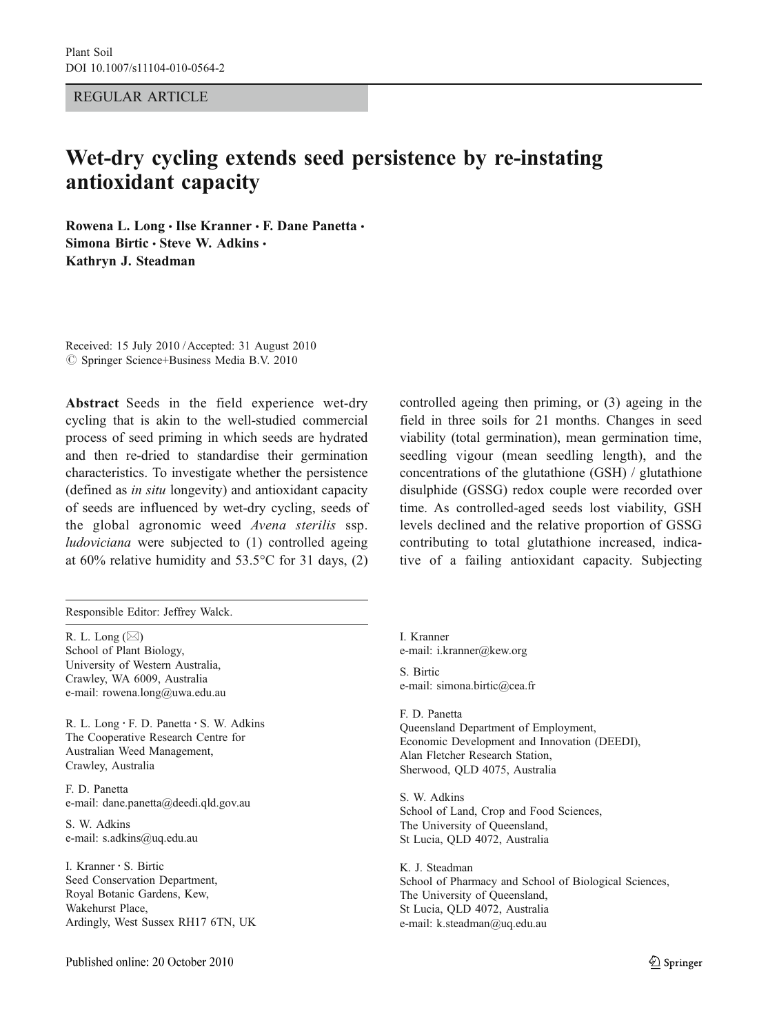REGULAR ARTICLE

# Wet-dry cycling extends seed persistence by re-instating antioxidant capacity

**Rowena L. Long · Ilse Kranner · F. Dane Panetta · Simona Birtic · Steve W. Adkins · Kathryn J. Steadman**

Received: 15 July 2010 / Accepted: 31 August 2010
© Springer Science+Business Media B.V. 2010

**Abstract** Seeds in the field experience wet-dry cycling that is akin to the well-studied commercial process of seed priming in which seeds are hydrated and then re-dried to standardise their germination characteristics. To investigate whether the persistence (defined as *in situ* longevity) and antioxidant capacity of seeds are influenced by wet-dry cycling, seeds of the global agronomic weed *Avena sterilis* ssp. *ludoviciana* were subjected to (1) controlled ageing at 60% relative humidity and 53.5°C for 31 days, (2) controlled ageing then priming, or (3) ageing in the field in three soils for 21 months. Changes in seed viability (total germination), mean germination time, seedling vigour (mean seedling length), and the concentrations of the glutathione (GSH) / glutathione disulphide (GSSG) redox couple were recorded over time. As controlled-aged seeds lost viability, GSH levels declined and the relative proportion of GSSG contributing to total glutathione increased, indicative of a failing antioxidant capacity. Subjecting

Responsible Editor: Jeffrey Walck.

R. L. Long (✉)
School of Plant Biology,
University of Western Australia,
Crawley, WA 6009, Australia
e-mail: rowena.long@uwa.edu.au

R. L. Long · F. D. Panetta · S. W. Adkins
The Cooperative Research Centre for
Australian Weed Management,
Crawley, Australia

F. D. Panetta
e-mail: dane.panetta@deedi.qld.gov.au

S. W. Adkins
e-mail: s.adkins@uq.edu.au

I. Kranner · S. Birtic
Seed Conservation Department,
Royal Botanic Gardens, Kew,
Wakehurst Place,
Ardingly, West Sussex RH17 6TN, UK

I. Kranner
e-mail: i.kranner@kew.org

S. Birtic
e-mail: simona.birtic@cea.fr

F. D. Panetta
Queensland Department of Employment,
Economic Development and Innovation (DEEDI),
Alan Fletcher Research Station,
Sherwood, QLD 4075, Australia

S. W. Adkins
School of Land, Crop and Food Sciences,
The University of Queensland,
St Lucia, QLD 4072, Australia

K. J. Steadman
School of Pharmacy and School of Biological Sciences,
The University of Queensland,
St Lucia, QLD 4072, Australia
e-mail: k.steadman@uq.edu.au

Published online: 20 October 2010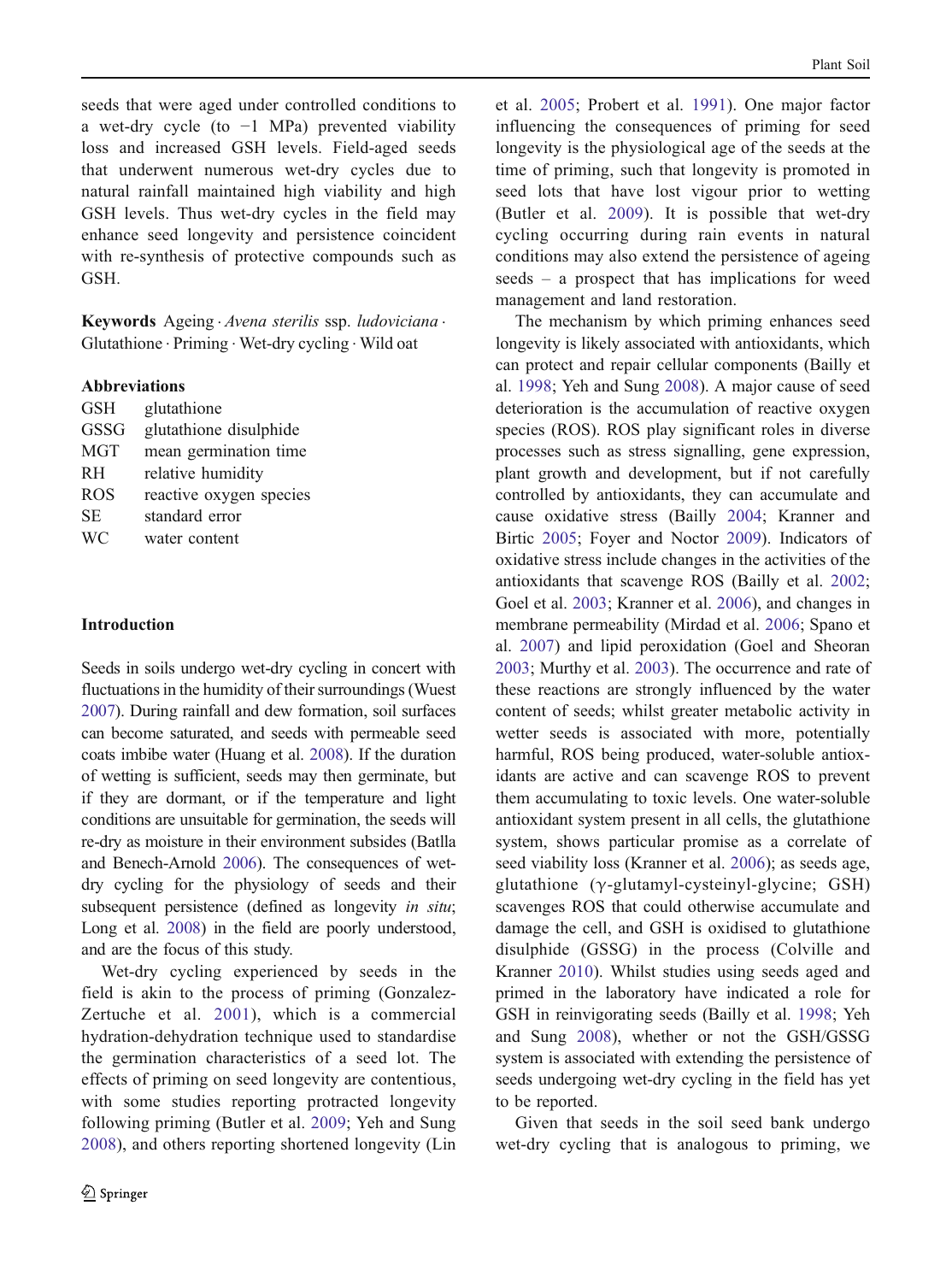seeds that were aged under controlled conditions to a wet-dry cycle (to −1 MPa) prevented viability loss and increased GSH levels. Field-aged seeds that underwent numerous wet-dry cycles due to natural rainfall maintained high viability and high GSH levels. Thus wet-dry cycles in the field may enhance seed longevity and persistence coincident with re-synthesis of protective compounds such as GSH.

**Keywords** Ageing · *Avena sterilis* ssp. *ludoviciana* · Glutathione · Priming · Wet-dry cycling · Wild oat

**Abbreviations**

| | |
|---|---|
| GSH | glutathione |
| GSSG | glutathione disulphide |
| MGT | mean germination time |
| RH | relative humidity |
| ROS | reactive oxygen species |
| SE | standard error |
| WC | water content |

## Introduction

Seeds in soils undergo wet-dry cycling in concert with fluctuations in the humidity of their surroundings (Wuest 2007). During rainfall and dew formation, soil surfaces can become saturated, and seeds with permeable seed coats imbibe water (Huang et al. 2008). If the duration of wetting is sufficient, seeds may then germinate, but if they are dormant, or if the temperature and light conditions are unsuitable for germination, the seeds will re-dry as moisture in their environment subsides (Batlla and Benech-Arnold 2006). The consequences of wet-dry cycling for the physiology of seeds and their subsequent persistence (defined as longevity *in situ*; Long et al. 2008) in the field are poorly understood, and are the focus of this study.

Wet-dry cycling experienced by seeds in the field is akin to the process of priming (Gonzalez-Zertuche et al. 2001), which is a commercial hydration-dehydration technique used to standardise the germination characteristics of a seed lot. The effects of priming on seed longevity are contentious, with some studies reporting protracted longevity following priming (Butler et al. 2009; Yeh and Sung 2008), and others reporting shortened longevity (Lin et al. 2005; Probert et al. 1991). One major factor influencing the consequences of priming for seed longevity is the physiological age of the seeds at the time of priming, such that longevity is promoted in seed lots that have lost vigour prior to wetting (Butler et al. 2009). It is possible that wet-dry cycling occurring during rain events in natural conditions may also extend the persistence of ageing seeds – a prospect that has implications for weed management and land restoration.

The mechanism by which priming enhances seed longevity is likely associated with antioxidants, which can protect and repair cellular components (Bailly et al. 1998; Yeh and Sung 2008). A major cause of seed deterioration is the accumulation of reactive oxygen species (ROS). ROS play significant roles in diverse processes such as stress signalling, gene expression, plant growth and development, but if not carefully controlled by antioxidants, they can accumulate and cause oxidative stress (Bailly 2004; Kranner and Birtic 2005; Foyer and Noctor 2009). Indicators of oxidative stress include changes in the activities of the antioxidants that scavenge ROS (Bailly et al. 2002; Goel et al. 2003; Kranner et al. 2006), and changes in membrane permeability (Mirdad et al. 2006; Spano et al. 2007) and lipid peroxidation (Goel and Sheoran 2003; Murthy et al. 2003). The occurrence and rate of these reactions are strongly influenced by the water content of seeds; whilst greater metabolic activity in wetter seeds is associated with more, potentially harmful, ROS being produced, water-soluble antioxidants are active and can scavenge ROS to prevent them accumulating to toxic levels. One water-soluble antioxidant system present in all cells, the glutathione system, shows particular promise as a correlate of seed viability loss (Kranner et al. 2006); as seeds age, glutathione (γ-glutamyl-cysteinyl-glycine; GSH) scavenges ROS that could otherwise accumulate and damage the cell, and GSH is oxidised to glutathione disulphide (GSSG) in the process (Colville and Kranner 2010). Whilst studies using seeds aged and primed in the laboratory have indicated a role for GSH in reinvigorating seeds (Bailly et al. 1998; Yeh and Sung 2008), whether or not the GSH/GSSG system is associated with extending the persistence of seeds undergoing wet-dry cycling in the field has yet to be reported.

Given that seeds in the soil seed bank undergo wet-dry cycling that is analogous to priming, we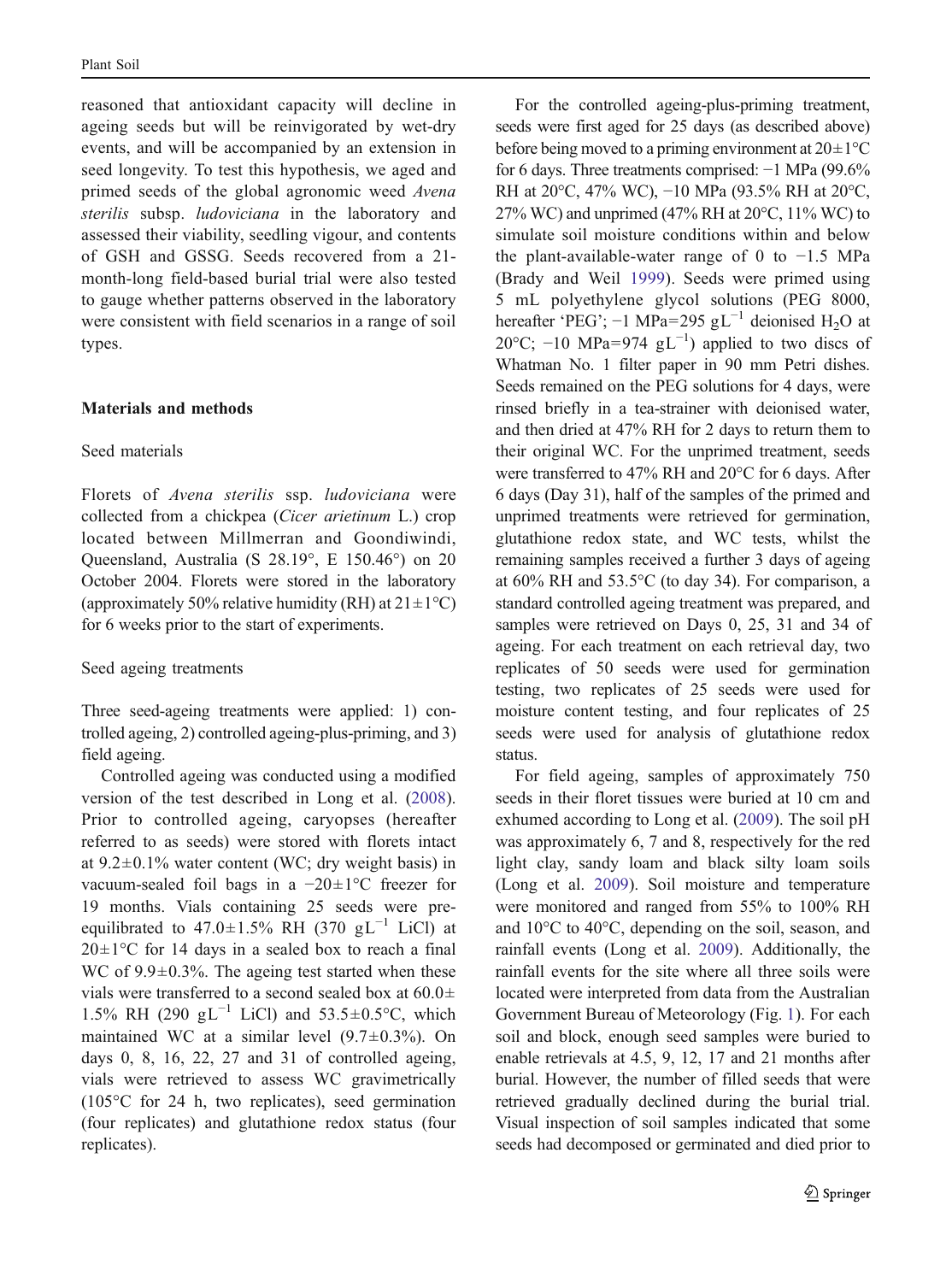reasoned that antioxidant capacity will decline in ageing seeds but will be reinvigorated by wet-dry events, and will be accompanied by an extension in seed longevity. To test this hypothesis, we aged and primed seeds of the global agronomic weed *Avena sterilis* subsp. *ludoviciana* in the laboratory and assessed their viability, seedling vigour, and contents of GSH and GSSG. Seeds recovered from a 21-month-long field-based burial trial were also tested to gauge whether patterns observed in the laboratory were consistent with field scenarios in a range of soil types.

## Materials and methods

### Seed materials

Florets of *Avena sterilis* ssp. *ludoviciana* were collected from a chickpea (*Cicer arietinum* L.) crop located between Millmerran and Goondiwindi, Queensland, Australia (S 28.19°, E 150.46°) on 20 October 2004. Florets were stored in the laboratory (approximately 50% relative humidity (RH) at 21±1°C) for 6 weeks prior to the start of experiments.

### Seed ageing treatments

Three seed-ageing treatments were applied: 1) controlled ageing, 2) controlled ageing-plus-priming, and 3) field ageing.

Controlled ageing was conducted using a modified version of the test described in Long et al. (2008). Prior to controlled ageing, caryopses (hereafter referred to as seeds) were stored with florets intact at 9.2±0.1% water content (WC; dry weight basis) in vacuum-sealed foil bags in a −20±1°C freezer for 19 months. Vials containing 25 seeds were pre-equilibrated to 47.0±1.5% RH (370 $gL^{-1}$ LiCl) at 20±1°C for 14 days in a sealed box to reach a final WC of 9.9±0.3%. The ageing test started when these vials were transferred to a second sealed box at 60.0±1.5% RH (290 $gL^{-1}$ LiCl) and 53.5±0.5°C, which maintained WC at a similar level (9.7±0.3%). On days 0, 8, 16, 22, 27 and 31 of controlled ageing, vials were retrieved to assess WC gravimetrically (105°C for 24 h, two replicates), seed germination (four replicates) and glutathione redox status (four replicates).

For the controlled ageing-plus-priming treatment, seeds were first aged for 25 days (as described above) before being moved to a priming environment at 20±1°C for 6 days. Three treatments comprised: −1 MPa (99.6% RH at 20°C, 47% WC), −10 MPa (93.5% RH at 20°C, 27% WC) and unprimed (47% RH at 20°C, 11% WC) to simulate soil moisture conditions within and below the plant-available-water range of 0 to −1.5 MPa (Brady and Weil 1999). Seeds were primed using 5 mL polyethylene glycol solutions (PEG 8000, hereafter 'PEG'; −1 MPa=295 $gL^{-1}$ deionised $H_2O$ at 20°C; −10 MPa=974 $gL^{-1}$) applied to two discs of Whatman No. 1 filter paper in 90 mm Petri dishes. Seeds remained on the PEG solutions for 4 days, were rinsed briefly in a tea-strainer with deionised water, and then dried at 47% RH for 2 days to return them to their original WC. For the unprimed treatment, seeds were transferred to 47% RH and 20°C for 6 days. After 6 days (Day 31), half of the samples of the primed and unprimed treatments were retrieved for germination, glutathione redox state, and WC tests, whilst the remaining samples received a further 3 days of ageing at 60% RH and 53.5°C (to day 34). For comparison, a standard controlled ageing treatment was prepared, and samples were retrieved on Days 0, 25, 31 and 34 of ageing. For each treatment on each retrieval day, two replicates of 50 seeds were used for germination testing, two replicates of 25 seeds were used for moisture content testing, and four replicates of 25 seeds were used for analysis of glutathione redox status.

For field ageing, samples of approximately 750 seeds in their floret tissues were buried at 10 cm and exhumed according to Long et al. (2009). The soil pH was approximately 6, 7 and 8, respectively for the red light clay, sandy loam and black silty loam soils (Long et al. 2009). Soil moisture and temperature were monitored and ranged from 55% to 100% RH and 10°C to 40°C, depending on the soil, season, and rainfall events (Long et al. 2009). Additionally, the rainfall events for the site where all three soils were located were interpreted from data from the Australian Government Bureau of Meteorology (Fig. 1). For each soil and block, enough seed samples were buried to enable retrievals at 4.5, 9, 12, 17 and 21 months after burial. However, the number of filled seeds that were retrieved gradually declined during the burial trial. Visual inspection of soil samples indicated that some seeds had decomposed or germinated and died prior to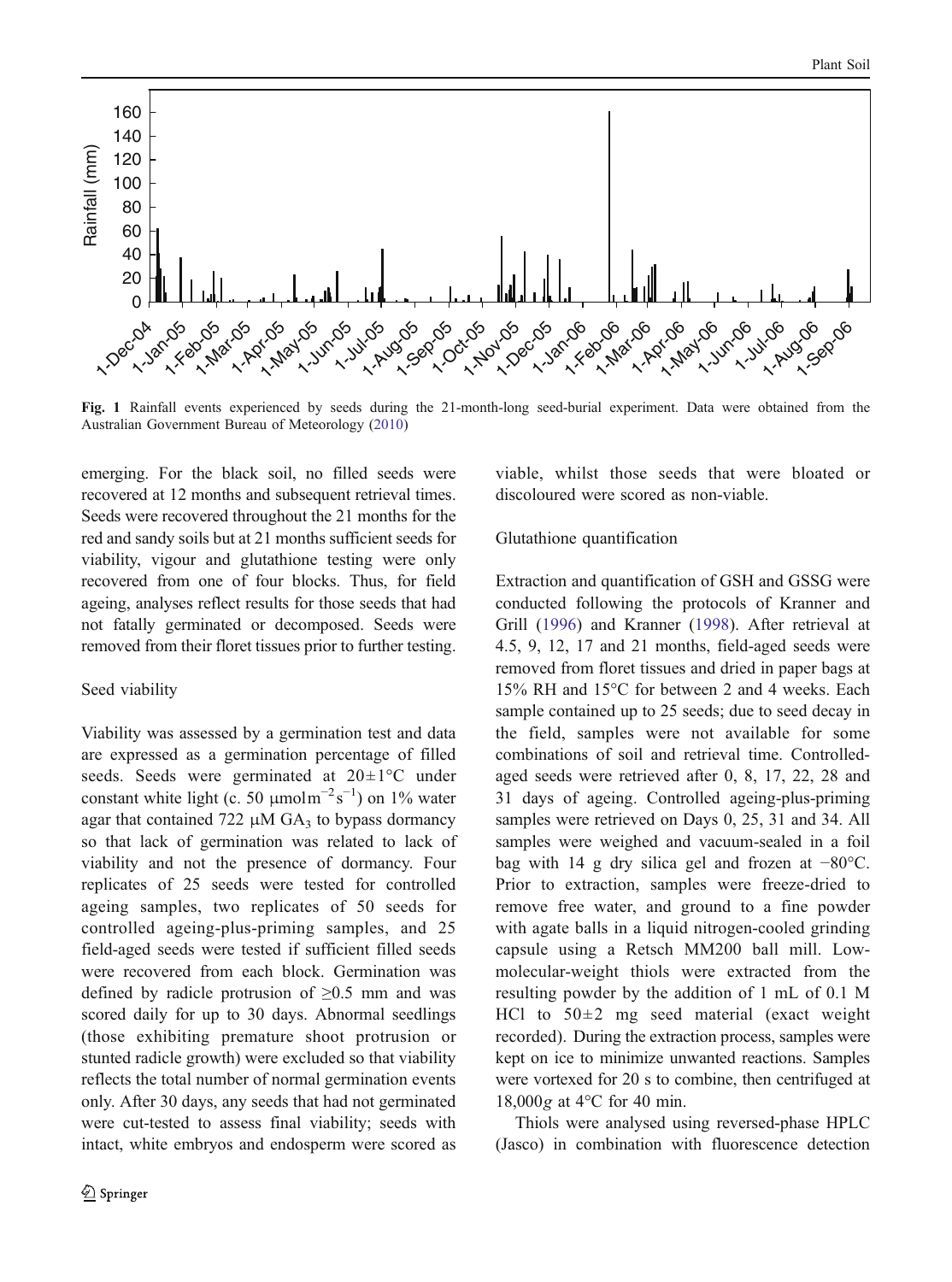**Fig. 1** Rainfall events experienced by seeds during the 21-month-long seed-burial experiment. Data were obtained from the Australian Government Bureau of Meteorology (2010)

emerging. For the black soil, no filled seeds were recovered at 12 months and subsequent retrieval times. Seeds were recovered throughout the 21 months for the red and sandy soils but at 21 months sufficient seeds for viability, vigour and glutathione testing were only recovered from one of four blocks. Thus, for field ageing, analyses reflect results for those seeds that had not fatally germinated or decomposed. Seeds were removed from their floret tissues prior to further testing.

### Seed viability

Viability was assessed by a germination test and data are expressed as a germination percentage of filled seeds. Seeds were germinated at 20±1°C under constant white light (c. 50 μmol$m^{-2}s^{-1}$) on 1% water agar that contained 722 μM $GA_3$ to bypass dormancy so that lack of germination was related to lack of viability and not the presence of dormancy. Four replicates of 25 seeds were tested for controlled ageing samples, two replicates of 50 seeds for controlled ageing-plus-priming samples, and 25 field-aged seeds were tested if sufficient filled seeds were recovered from each block. Germination was defined by radicle protrusion of ≥0.5 mm and was scored daily for up to 30 days. Abnormal seedlings (those exhibiting premature shoot protrusion or stunted radicle growth) were excluded so that viability reflects the total number of normal germination events only. After 30 days, any seeds that had not germinated were cut-tested to assess final viability; seeds with intact, white embryos and endosperm were scored as viable, whilst those seeds that were bloated or discoloured were scored as non-viable.

### Glutathione quantification

Extraction and quantification of GSH and GSSG were conducted following the protocols of Kranner and Grill (1996) and Kranner (1998). After retrieval at 4.5, 9, 12, 17 and 21 months, field-aged seeds were removed from floret tissues and dried in paper bags at 15% RH and 15°C for between 2 and 4 weeks. Each sample contained up to 25 seeds; due to seed decay in the field, samples were not available for some combinations of soil and retrieval time. Controlled-aged seeds were retrieved after 0, 8, 17, 22, 28 and 31 days of ageing. Controlled ageing-plus-priming samples were retrieved on Days 0, 25, 31 and 34. All samples were weighed and vacuum-sealed in a foil bag with 14 g dry silica gel and frozen at −80°C. Prior to extraction, samples were freeze-dried to remove free water, and ground to a fine powder with agate balls in a liquid nitrogen-cooled grinding capsule using a Retsch MM200 ball mill. Low-molecular-weight thiols were extracted from the resulting powder by the addition of 1 mL of 0.1 M HCl to 50±2 mg seed material (exact weight recorded). During the extraction process, samples were kept on ice to minimize unwanted reactions. Samples were vortexed for 20 s to combine, then centrifuged at 18,000*g* at 4°C for 40 min.

Thiols were analysed using reversed-phase HPLC (Jasco) in combination with fluorescence detection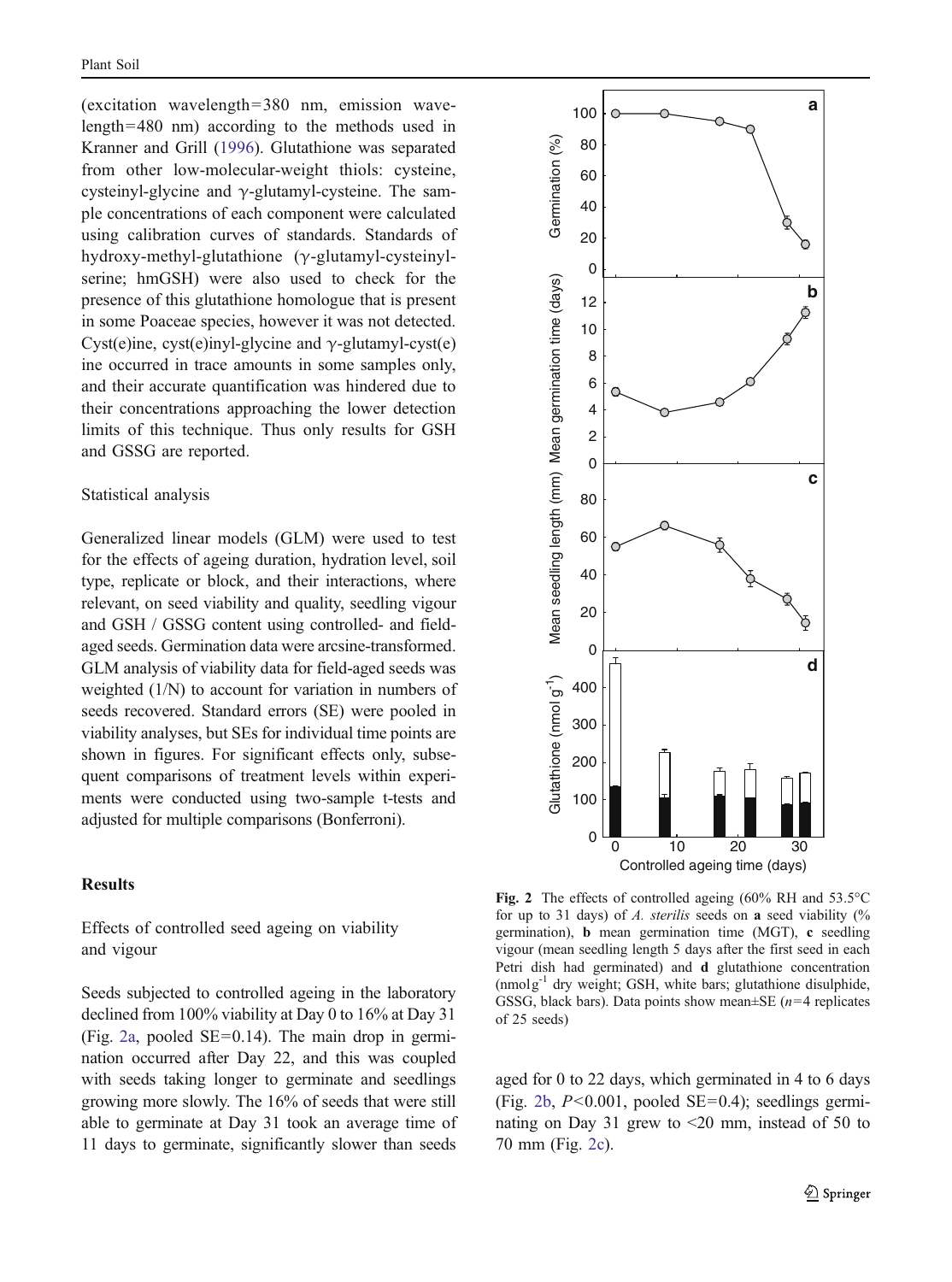(excitation wavelength=380 nm, emission wavelength=480 nm) according to the methods used in Kranner and Grill (1996). Glutathione was separated from other low-molecular-weight thiols: cysteine, cysteinyl-glycine and γ-glutamyl-cysteine. The sample concentrations of each component were calculated using calibration curves of standards. Standards of hydroxy-methyl-glutathione (γ-glutamyl-cysteinyl-serine; hmGSH) were also used to check for the presence of this glutathione homologue that is present in some Poaceae species, however it was not detected. Cyst(e)ine, cyst(e)inyl-glycine and γ-glutamyl-cyst(e)ine occurred in trace amounts in some samples only, and their accurate quantification was hindered due to their concentrations approaching the lower detection limits of this technique. Thus only results for GSH and GSSG are reported.

### Statistical analysis

Generalized linear models (GLM) were used to test for the effects of ageing duration, hydration level, soil type, replicate or block, and their interactions, where relevant, on seed viability and quality, seedling vigour and GSH / GSSG content using controlled- and field-aged seeds. Germination data were arcsine-transformed. GLM analysis of viability data for field-aged seeds was weighted (1/N) to account for variation in numbers of seeds recovered. Standard errors (SE) were pooled in viability analyses, but SEs for individual time points are shown in figures. For significant effects only, subsequent comparisons of treatment levels within experiments were conducted using two-sample t-tests and adjusted for multiple comparisons (Bonferroni).

## Results

### Effects of controlled seed ageing on viability and vigour

Seeds subjected to controlled ageing in the laboratory declined from 100% viability at Day 0 to 16% at Day 31 (Fig. 2a, pooled SE=0.14). The main drop in germination occurred after Day 22, and this was coupled with seeds taking longer to germinate and seedlings growing more slowly. The 16% of seeds that were still able to germinate at Day 31 took an average time of 11 days to germinate, significantly slower than seeds aged for 0 to 22 days, which germinated in 4 to 6 days (Fig. 2b, $P<0.001$, pooled SE=0.4); seedlings germinating on Day 31 grew to <20 mm, instead of 50 to 70 mm (Fig. 2c).

**Fig. 2** The effects of controlled ageing (60% RH and 53.5°C for up to 31 days) of *A. sterilis* seeds on **a** seed viability (% germination), **b** mean germination time (MGT), **c** seedling vigour (mean seedling length 5 days after the first seed in each Petri dish had germinated) and **d** glutathione concentration (nmol $g^{-1}$ dry weight; GSH, white bars; glutathione disulphide, GSSG, black bars). Data points show mean±SE ($n=4$ replicates of 25 seeds)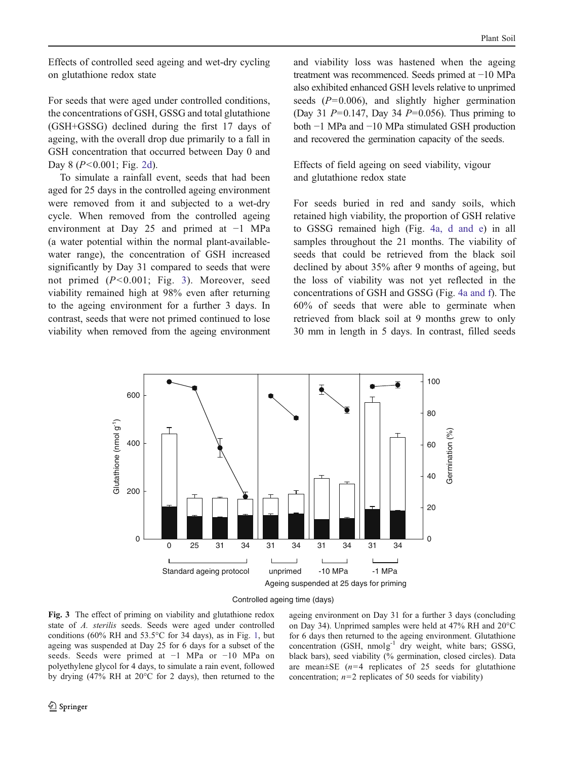### Effects of controlled seed ageing and wet-dry cycling on glutathione redox state

For seeds that were aged under controlled conditions, the concentrations of GSH, GSSG and total glutathione (GSH+GSSG) declined during the first 17 days of ageing, with the overall drop due primarily to a fall in GSH concentration that occurred between Day 0 and Day 8 ($P<0.001$; Fig. 2d).

To simulate a rainfall event, seeds that had been aged for 25 days in the controlled ageing environment were removed from it and subjected to a wet-dry cycle. When removed from the controlled ageing environment at Day 25 and primed at −1 MPa (a water potential within the normal plant-available-water range), the concentration of GSH increased significantly by Day 31 compared to seeds that were not primed ($P<0.001$; Fig. 3). Moreover, seed viability remained high at 98% even after returning to the ageing environment for a further 3 days. In contrast, seeds that were not primed continued to lose viability when removed from the ageing environment and viability loss was hastened when the ageing treatment was recommenced. Seeds primed at −10 MPa also exhibited enhanced GSH levels relative to unprimed seeds ($P=0.006$), and slightly higher germination (Day 31 $P=0.147$, Day 34 $P=0.056$). Thus priming to both −1 MPa and −10 MPa stimulated GSH production and recovered the germination capacity of the seeds.

### Effects of field ageing on seed viability, vigour and glutathione redox state

For seeds buried in red and sandy soils, which retained high viability, the proportion of GSH relative to GSSG remained high (Fig. 4a, d and e) in all samples throughout the 21 months. The viability of seeds that could be retrieved from the black soil declined by about 35% after 9 months of ageing, but the loss of viability was not yet reflected in the concentrations of GSH and GSSG (Fig. 4a and f). The 60% of seeds that were able to germinate when retrieved from black soil at 9 months grew to only 30 mm in length in 5 days. In contrast, filled seeds

**Fig. 3** The effect of priming on viability and glutathione redox state of *A. sterilis* seeds. Seeds were aged under controlled conditions (60% RH and 53.5°C for 34 days), as in Fig. 1, but ageing was suspended at Day 25 for 6 days for a subset of the seeds. Seeds were primed at −1 MPa or −10 MPa on polyethylene glycol for 4 days, to simulate a rain event, followed by drying (47% RH at 20°C for 2 days), then returned to the ageing environment on Day 31 for a further 3 days (concluding on Day 34). Unprimed samples were held at 47% RH and 20°C for 6 days then returned to the ageing environment. Glutathione concentration (GSH, nmol g$^{-1}$ dry weight, white bars; GSSG, black bars), seed viability (% germination, closed circles). Data are mean±SE ($n=4$ replicates of 25 seeds for glutathione concentration; $n=2$ replicates of 50 seeds for viability)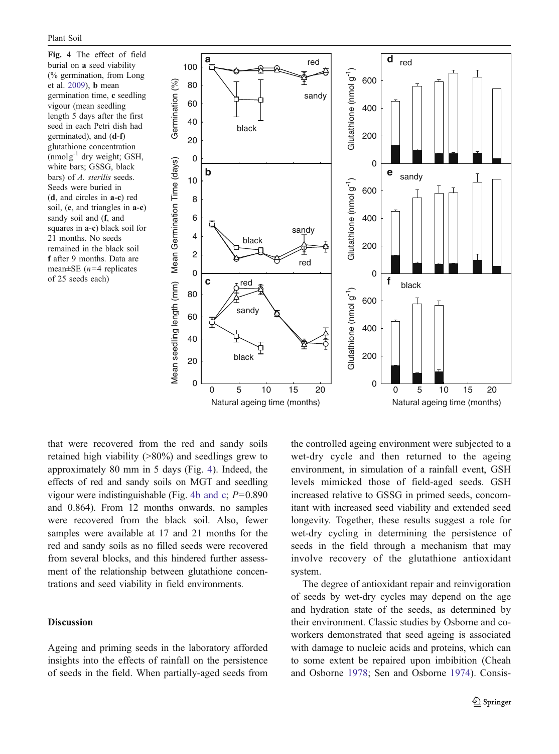**Fig. 4** The effect of field burial on **a** seed viability (% germination, from Long et al. 2009), **b** mean germination time, **c** seedling vigour (mean seedling length 5 days after the first seed in each Petri dish had germinated), and (**d**-**f**) glutathione concentration (nmol g$^{-1}$ dry weight; GSH, white bars; GSSG, black bars) of *A. sterilis* seeds. Seeds were buried in (**d**, and circles in **a**-**c**) red soil, (**e**, and triangles in **a**-**c**) sandy soil and (**f**, and squares in **a**-**c**) black soil for 21 months. No seeds remained in the black soil **f** after 9 months. Data are mean±SE ($n$=4 replicates of 25 seeds each)

that were recovered from the red and sandy soils retained high viability (>80%) and seedlings grew to approximately 80 mm in 5 days (Fig. 4). Indeed, the effects of red and sandy soils on MGT and seedling vigour were indistinguishable (Fig. 4b and c; $P$=0.890 and 0.864). From 12 months onwards, no samples were recovered from the black soil. Also, fewer samples were available at 17 and 21 months for the red and sandy soils as no filled seeds were recovered from several blocks, and this hindered further assessment of the relationship between glutathione concentrations and seed viability in field environments.

## Discussion

Ageing and priming seeds in the laboratory afforded insights into the effects of rainfall on the persistence of seeds in the field. When partially-aged seeds from the controlled ageing environment were subjected to a wet-dry cycle and then returned to the ageing environment, in simulation of a rainfall event, GSH levels mimicked those of field-aged seeds. GSH increased relative to GSSG in primed seeds, concomitant with increased seed viability and extended seed longevity. Together, these results suggest a role for wet-dry cycling in determining the persistence of seeds in the field through a mechanism that may involve recovery of the glutathione antioxidant system.

The degree of antioxidant repair and reinvigoration of seeds by wet-dry cycles may depend on the age and hydration state of the seeds, as determined by their environment. Classic studies by Osborne and co-workers demonstrated that seed ageing is associated with damage to nucleic acids and proteins, which can to some extent be repaired upon imbibition (Cheah and Osborne 1978; Sen and Osborne 1974). Consis-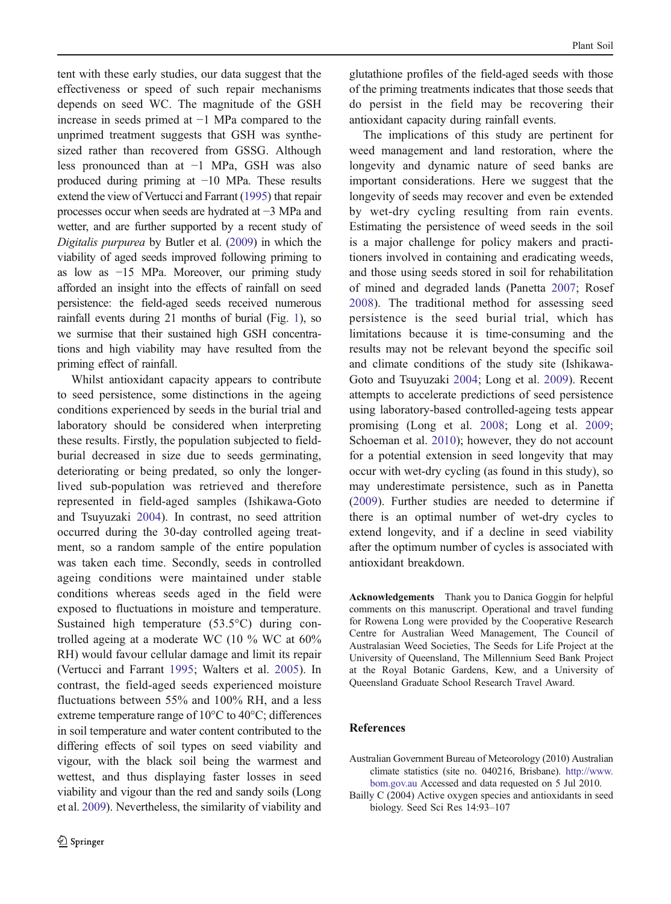tent with these early studies, our data suggest that the effectiveness or speed of such repair mechanisms depends on seed WC. The magnitude of the GSH increase in seeds primed at −1 MPa compared to the unprimed treatment suggests that GSH was synthesized rather than recovered from GSSG. Although less pronounced than at −1 MPa, GSH was also produced during priming at −10 MPa. These results extend the view of Vertucci and Farrant (1995) that repair processes occur when seeds are hydrated at −3 MPa and wetter, and are further supported by a recent study of *Digitalis purpurea* by Butler et al. (2009) in which the viability of aged seeds improved following priming to as low as −15 MPa. Moreover, our priming study afforded an insight into the effects of rainfall on seed persistence: the field-aged seeds received numerous rainfall events during 21 months of burial (Fig. 1), so we surmise that their sustained high GSH concentrations and high viability may have resulted from the priming effect of rainfall.

Whilst antioxidant capacity appears to contribute to seed persistence, some distinctions in the ageing conditions experienced by seeds in the burial trial and laboratory should be considered when interpreting these results. Firstly, the population subjected to field-burial decreased in size due to seeds germinating, deteriorating or being predated, so only the longer-lived sub-population was retrieved and therefore represented in field-aged samples (Ishikawa-Goto and Tsuyuzaki 2004). In contrast, no seed attrition occurred during the 30-day controlled ageing treatment, so a random sample of the entire population was taken each time. Secondly, seeds in controlled ageing conditions were maintained under stable conditions whereas seeds aged in the field were exposed to fluctuations in moisture and temperature. Sustained high temperature (53.5°C) during controlled ageing at a moderate WC (10 % WC at 60% RH) would favour cellular damage and limit its repair (Vertucci and Farrant 1995; Walters et al. 2005). In contrast, the field-aged seeds experienced moisture fluctuations between 55% and 100% RH, and a less extreme temperature range of 10°C to 40°C; differences in soil temperature and water content contributed to the differing effects of soil types on seed viability and vigour, with the black soil being the warmest and wettest, and thus displaying faster losses in seed viability and vigour than the red and sandy soils (Long et al. 2009). Nevertheless, the similarity of viability and glutathione profiles of the field-aged seeds with those of the priming treatments indicates that those seeds that do persist in the field may be recovering their antioxidant capacity during rainfall events.

The implications of this study are pertinent for weed management and land restoration, where the longevity and dynamic nature of seed banks are important considerations. Here we suggest that the longevity of seeds may recover and even be extended by wet-dry cycling resulting from rain events. Estimating the persistence of weed seeds in the soil is a major challenge for policy makers and practitioners involved in containing and eradicating weeds, and those using seeds stored in soil for rehabilitation of mined and degraded lands (Panetta 2007; Rosef 2008). The traditional method for assessing seed persistence is the seed burial trial, which has limitations because it is time-consuming and the results may not be relevant beyond the specific soil and climate conditions of the study site (Ishikawa-Goto and Tsuyuzaki 2004; Long et al. 2009). Recent attempts to accelerate predictions of seed persistence using laboratory-based controlled-ageing tests appear promising (Long et al. 2008; Long et al. 2009; Schoeman et al. 2010); however, they do not account for a potential extension in seed longevity that may occur with wet-dry cycling (as found in this study), so may underestimate persistence, such as in Panetta (2009). Further studies are needed to determine if there is an optimal number of wet-dry cycles to extend longevity, and if a decline in seed viability after the optimum number of cycles is associated with antioxidant breakdown.

**Acknowledgements** Thank you to Danica Goggin for helpful comments on this manuscript. Operational and travel funding for Rowena Long were provided by the Cooperative Research Centre for Australian Weed Management, The Council of Australasian Weed Societies, The Seeds for Life Project at the University of Queensland, The Millennium Seed Bank Project at the Royal Botanic Gardens, Kew, and a University of Queensland Graduate School Research Travel Award.

## References

Australian Government Bureau of Meteorology (2010) Australian climate statistics (site no. 040216, Brisbane). http://www.bom.gov.au Accessed and data requested on 5 Jul 2010.

Bailly C (2004) Active oxygen species and antioxidants in seed biology. Seed Sci Res 14:93–107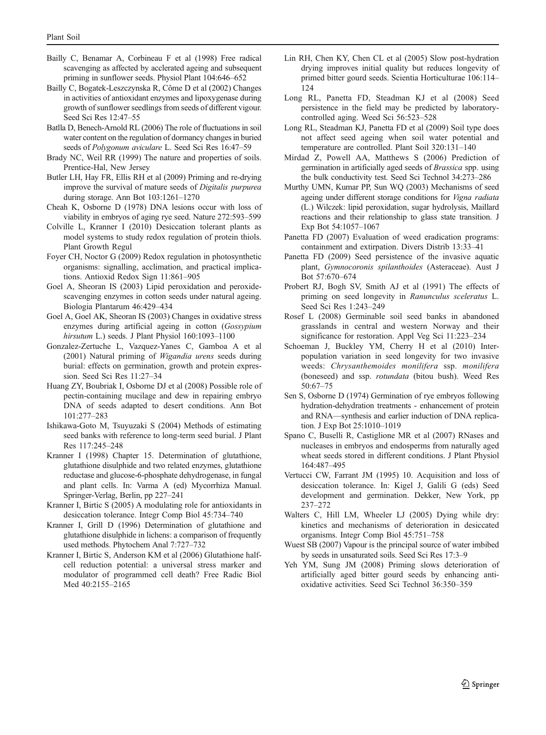Bailly C, Benamar A, Corbineau F et al (1998) Free radical scavenging as affected by acclerated ageing and subsequent priming in sunflower seeds. Physiol Plant 104:646–652

Bailly C, Bogatek-Leszczynska R, Côme D et al (2002) Changes in activities of antioxidant enzymes and lipoxygenase during growth of sunflower seedlings from seeds of different vigour. Seed Sci Res 12:47–55

Batlla D, Benech-Arnold RL (2006) The role of fluctuations in soil water content on the regulation of dormancy changes in buried seeds of *Polygonum aviculare* L. Seed Sci Res 16:47–59

Brady NC, Weil RR (1999) The nature and properties of soils. Prentice-Hal, New Jersey

Butler LH, Hay FR, Ellis RH et al (2009) Priming and re-drying improve the survival of mature seeds of *Digitalis purpurea* during storage. Ann Bot 103:1261–1270

Cheah K, Osborne D (1978) DNA lesions occur with loss of viability in embryos of aging rye seed. Nature 272:593–599

Colville L, Kranner I (2010) Desiccation tolerant plants as model systems to study redox regulation of protein thiols. Plant Growth Regul

Foyer CH, Noctor G (2009) Redox regulation in photosynthetic organisms: signalling, acclimation, and practical implications. Antioxid Redox Sign 11:861–905

Goel A, Sheoran IS (2003) Lipid peroxidation and peroxide-scavenging enzymes in cotton seeds under natural ageing. Biologia Plantarum 46:429–434

Goel A, Goel AK, Sheoran IS (2003) Changes in oxidative stress enzymes during artificial ageing in cotton (*Gossypium hirsutum* L.) seeds. J Plant Physiol 160:1093–1100

Gonzalez-Zertuche L, Vazquez-Yanes C, Gamboa A et al (2001) Natural priming of *Wigandia urens* seeds during burial: effects on germination, growth and protein expression. Seed Sci Res 11:27–34

Huang ZY, Boubriak I, Osborne DJ et al (2008) Possible role of pectin-containing mucilage and dew in repairing embryo DNA of seeds adapted to desert conditions. Ann Bot 101:277–283

Ishikawa-Goto M, Tsuyuzaki S (2004) Methods of estimating seed banks with reference to long-term seed burial. J Plant Res 117:245–248

Kranner I (1998) Chapter 15. Determination of glutathione, glutathione disulphide and two related enzymes, glutathione reductase and glucose-6-phosphate dehydrogenase, in fungal and plant cells. In: Varma A (ed) Mycorrhiza Manual. Springer-Verlag, Berlin, pp 227–241

Kranner I, Birtic S (2005) A modulating role for antioxidants in desiccation tolerance. Integr Comp Biol 45:734–740

Kranner I, Grill D (1996) Determination of glutathione and glutathione disulphide in lichens: a comparison of frequently used methods. Phytochem Anal 7:727–732

Kranner I, Birtic S, Anderson KM et al (2006) Glutathione half-cell reduction potential: a universal stress marker and modulator of programmed cell death? Free Radic Biol Med 40:2155–2165

Lin RH, Chen KY, Chen CL et al (2005) Slow post-hydration drying improves initial quality but reduces longevity of primed bitter gourd seeds. Scientia Horticulturae 106:114–124

Long RL, Panetta FD, Steadman KJ et al (2008) Seed persistence in the field may be predicted by laboratory-controlled aging. Weed Sci 56:523–528

Long RL, Steadman KJ, Panetta FD et al (2009) Soil type does not affect seed ageing when soil water potential and temperature are controlled. Plant Soil 320:131–140

Mirdad Z, Powell AA, Matthews S (2006) Prediction of germination in artificially aged seeds of *Brassica* spp. using the bulk conductivity test. Seed Sci Technol 34:273–286

Murthy UMN, Kumar PP, Sun WQ (2003) Mechanisms of seed ageing under different storage conditions for *Vigna radiata* (L.) Wilczek: lipid peroxidation, sugar hydrolysis, Maillard reactions and their relationship to glass state transition. J Exp Bot 54:1057–1067

Panetta FD (2007) Evaluation of weed eradication programs: containment and extirpation. Divers Distrib 13:33–41

Panetta FD (2009) Seed persistence of the invasive aquatic plant, *Gymnocoronis spilanthoides* (Asteraceae). Aust J Bot 57:670–674

Probert RJ, Bogh SV, Smith AJ et al (1991) The effects of priming on seed longevity in *Ranunculus sceleratus* L. Seed Sci Res 1:243–249

Rosef L (2008) Germinable soil seed banks in abandoned grasslands in central and western Norway and their significance for restoration. Appl Veg Sci 11:223–234

Schoeman J, Buckley YM, Cherry H et al (2010) Inter-population variation in seed longevity for two invasive weeds: *Chrysanthemoides monilifera* ssp. *monilifera* (boneseed) and ssp. *rotundata* (bitou bush). Weed Res 50:67–75

Sen S, Osborne D (1974) Germination of rye embryos following hydration-dehydration treatments - enhancement of protein and RNA—synthesis and earlier induction of DNA replication. J Exp Bot 25:1010–1019

Spano C, Buselli R, Castiglione MR et al (2007) RNases and nucleases in embryos and endosperms from naturally aged wheat seeds stored in different conditions. J Plant Physiol 164:487–495

Vertucci CW, Farrant JM (1995) 10. Acquisition and loss of desiccation tolerance. In: Kigel J, Galili G (eds) Seed development and germination. Dekker, New York, pp 237–272

Walters C, Hill LM, Wheeler LJ (2005) Dying while dry: kinetics and mechanisms of deterioration in desiccated organisms. Integr Comp Biol 45:751–758

Wuest SB (2007) Vapour is the principal source of water imbibed by seeds in unsaturated soils. Seed Sci Res 17:3–9

Yeh YM, Sung JM (2008) Priming slows deterioration of artificially aged bitter gourd seeds by enhancing anti-oxidative activities. Seed Sci Technol 36:350–359